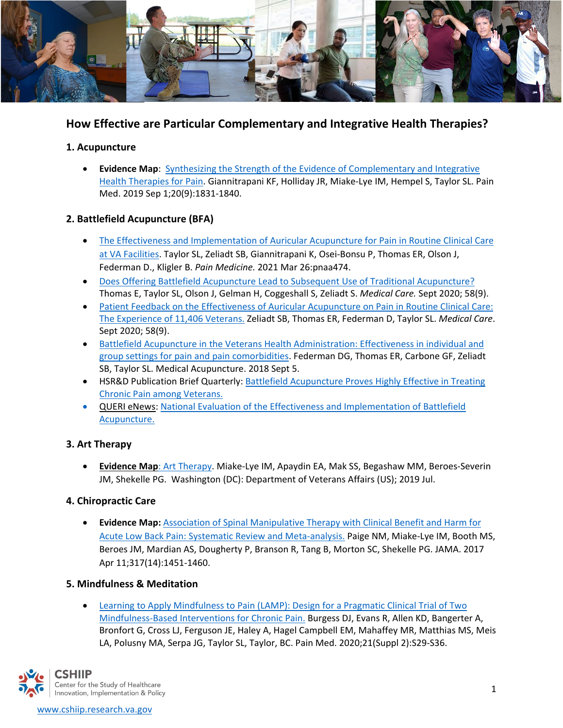## How Effective are Particular Complementary and Integrative Health Therapies?

### 1. Acupuncture

- **Evidence Map**: Synthesizing the Strength of the Evidence of Complementary and Integrative Health Therapies for Pain. Giannitrapani KF, Holliday JR, Miake-Lye IM, Hempel S, Taylor SL. Pain Med. 2019 Sep 1;20(9):1831-1840.

### 2. Battlefield Acupuncture (BFA)

- The Effectiveness and Implementation of Auricular Acupuncture for Pain in Routine Clinical Care at VA Facilities. Taylor SL, Zeliadt SB, Giannitrapani K, Osei-Bonsu P, Thomas ER, Olson J, Federman D., Kligler B. *Pain Medicine.* 2021 Mar 26:pnaa474.
- Does Offering Battlefield Acupuncture Lead to Subsequent Use of Traditional Acupuncture? Thomas E, Taylor SL, Olson J, Gelman H, Coggeshall S, Zeliadt S. *Medical Care.* Sept 2020; 58(9).
- Patient Feedback on the Effectiveness of Auricular Acupuncture on Pain in Routine Clinical Care: The Experience of 11,406 Veterans. Zeliadt SB, Thomas ER, Federman D, Taylor SL. *Medical Care*. Sept 2020; 58(9).
- Battlefield Acupuncture in the Veterans Health Administration: Effectiveness in individual and group settings for pain and pain comorbidities. Federman DG, Thomas ER, Carbone GF, Zeliadt SB, Taylor SL. Medical Acupuncture. 2018 Sept 5.
- HSR&D Publication Brief Quarterly: Battlefield Acupuncture Proves Highly Effective in Treating Chronic Pain among Veterans.
- QUERI eNews: National Evaluation of the Effectiveness and Implementation of Battlefield Acupuncture.

### 3. Art Therapy

- **Evidence Map**: Art Therapy. Miake-Lye IM, Apaydin EA, Mak SS, Begashaw MM, Beroes-Severin JM, Shekelle PG. Washington (DC): Department of Veterans Affairs (US); 2019 Jul.

### 4. Chiropractic Care

- **Evidence Map:** Association of Spinal Manipulative Therapy with Clinical Benefit and Harm for Acute Low Back Pain: Systematic Review and Meta-analysis. Paige NM, Miake-Lye IM, Booth MS, Beroes JM, Mardian AS, Dougherty P, Branson R, Tang B, Morton SC, Shekelle PG. JAMA. 2017 Apr 11;317(14):1451-1460.

### 5. Mindfulness & Meditation

- Learning to Apply Mindfulness to Pain (LAMP): Design for a Pragmatic Clinical Trial of Two Mindfulness-Based Interventions for Chronic Pain. Burgess DJ, Evans R, Allen KD, Bangerter A, Bronfort G, Cross LJ, Ferguson JE, Haley A, Hagel Campbell EM, Mahaffey MR, Matthias MS, Meis LA, Polusny MA, Serpa JG, Taylor SL, Taylor, BC. Pain Med. 2020;21(Suppl 2):S29-S36.

CSHIIP
Center for the Study of Healthcare Innovation, Implementation & Policy

www.cshiip.research.va.gov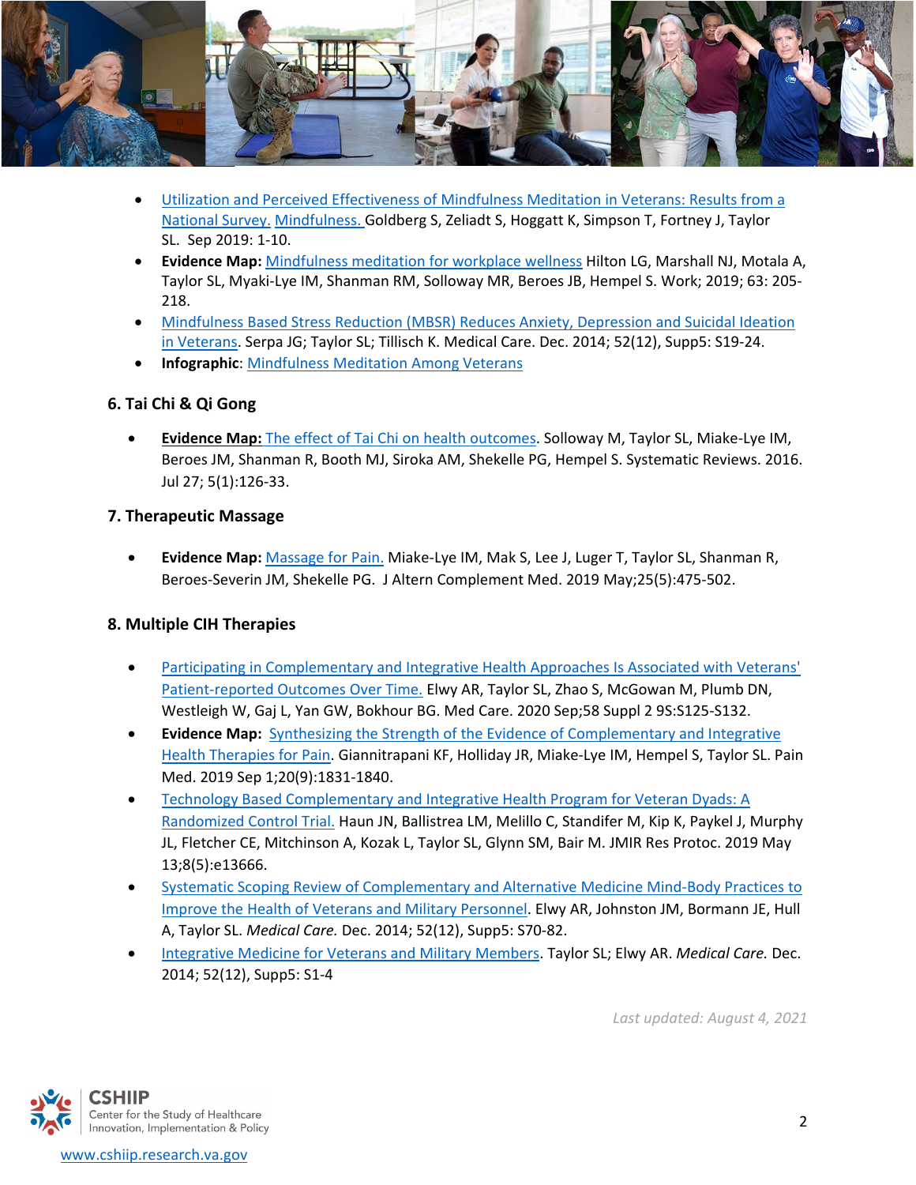- Utilization and Perceived Effectiveness of Mindfulness Meditation in Veterans: Results from a National Survey. Mindfulness. Goldberg S, Zeliadt S, Hoggatt K, Simpson T, Fortney J, Taylor SL. Sep 2019: 1-10.
- **Evidence Map:** Mindfulness meditation for workplace wellness Hilton LG, Marshall NJ, Motala A, Taylor SL, Myaki-Lye IM, Shanman RM, Solloway MR, Beroes JB, Hempel S. Work; 2019; 63: 205-218.
- Mindfulness Based Stress Reduction (MBSR) Reduces Anxiety, Depression and Suicidal Ideation in Veterans. Serpa JG; Taylor SL; Tillisch K. Medical Care. Dec. 2014; 52(12), Supp5: S19-24.
- **Infographic**: Mindfulness Meditation Among Veterans

### 6. Tai Chi & Qi Gong

- **Evidence Map:** The effect of Tai Chi on health outcomes. Solloway M, Taylor SL, Miake-Lye IM, Beroes JM, Shanman R, Booth MJ, Siroka AM, Shekelle PG, Hempel S. Systematic Reviews. 2016. Jul 27; 5(1):126-33.

### 7. Therapeutic Massage

- **Evidence Map:** Massage for Pain. Miake-Lye IM, Mak S, Lee J, Luger T, Taylor SL, Shanman R, Beroes-Severin JM, Shekelle PG. J Altern Complement Med. 2019 May;25(5):475-502.

### 8. Multiple CIH Therapies

- Participating in Complementary and Integrative Health Approaches Is Associated with Veterans' Patient-reported Outcomes Over Time. Elwy AR, Taylor SL, Zhao S, McGowan M, Plumb DN, Westleigh W, Gaj L, Yan GW, Bokhour BG. Med Care. 2020 Sep;58 Suppl 2 9S:S125-S132.
- **Evidence Map:** Synthesizing the Strength of the Evidence of Complementary and Integrative Health Therapies for Pain. Giannitrapani KF, Holliday JR, Miake-Lye IM, Hempel S, Taylor SL. Pain Med. 2019 Sep 1;20(9):1831-1840.
- Technology Based Complementary and Integrative Health Program for Veteran Dyads: A Randomized Control Trial. Haun JN, Ballistrea LM, Melillo C, Standifer M, Kip K, Paykel J, Murphy JL, Fletcher CE, Mitchinson A, Kozak L, Taylor SL, Glynn SM, Bair M. JMIR Res Protoc. 2019 May 13;8(5):e13666.
- Systematic Scoping Review of Complementary and Alternative Medicine Mind-Body Practices to Improve the Health of Veterans and Military Personnel. Elwy AR, Johnston JM, Bormann JE, Hull A, Taylor SL. *Medical Care.* Dec. 2014; 52(12), Supp5: S70-82.
- Integrative Medicine for Veterans and Military Members. Taylor SL; Elwy AR. *Medical Care.* Dec. 2014; 52(12), Supp5: S1-4

*Last updated: August 4, 2021*